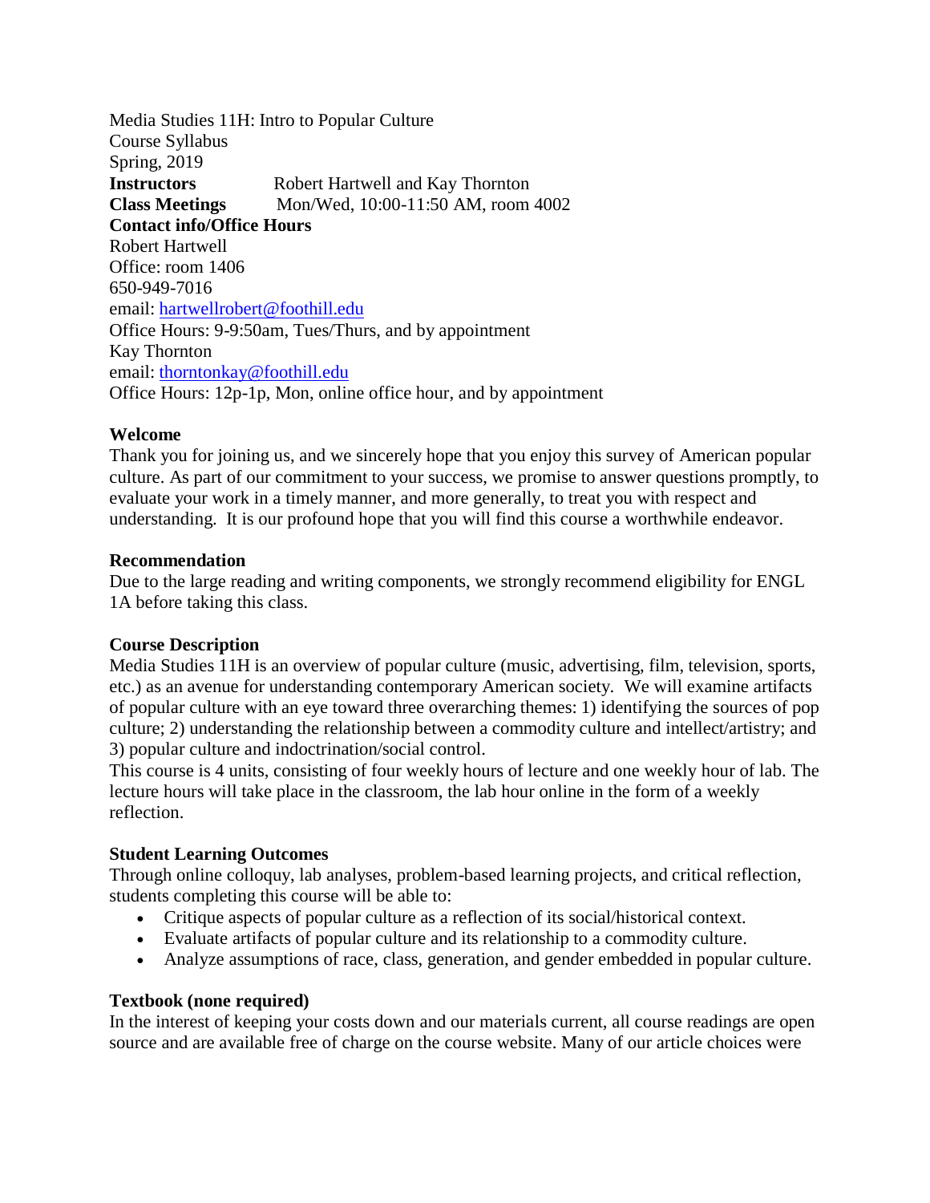Media Studies 11H: Intro to Popular Culture
Course Syllabus
Spring, 2019

**Instructors** Robert Hartwell and Kay Thornton
**Class Meetings** Mon/Wed, 10:00-11:50 AM, room 4002

**Contact info/Office Hours**

Robert Hartwell
Office: room 1406
650-949-7016
email: [hartwellrobert@foothill.edu](mailto:hartwellrobert@foothill.edu)
Office Hours: 9-9:50am, Tues/Thurs, and by appointment

Kay Thornton
email: [thorntonkay@foothill.edu](mailto:thorntonkay@foothill.edu)
Office Hours: 12p-1p, Mon, online office hour, and by appointment

**Welcome**

Thank you for joining us, and we sincerely hope that you enjoy this survey of American popular culture. As part of our commitment to your success, we promise to answer questions promptly, to evaluate your work in a timely manner, and more generally, to treat you with respect and understanding. It is our profound hope that you will find this course a worthwhile endeavor.

**Recommendation**

Due to the large reading and writing components, we strongly recommend eligibility for ENGL 1A before taking this class.

**Course Description**

Media Studies 11H is an overview of popular culture (music, advertising, film, television, sports, etc.) as an avenue for understanding contemporary American society. We will examine artifacts of popular culture with an eye toward three overarching themes: 1) identifying the sources of pop culture; 2) understanding the relationship between a commodity culture and intellect/artistry; and 3) popular culture and indoctrination/social control.

This course is 4 units, consisting of four weekly hours of lecture and one weekly hour of lab. The lecture hours will take place in the classroom, the lab hour online in the form of a weekly reflection.

**Student Learning Outcomes**

Through online colloquy, lab analyses, problem-based learning projects, and critical reflection, students completing this course will be able to:

- Critique aspects of popular culture as a reflection of its social/historical context.
- Evaluate artifacts of popular culture and its relationship to a commodity culture.
- Analyze assumptions of race, class, generation, and gender embedded in popular culture.

**Textbook (none required)**

In the interest of keeping your costs down and our materials current, all course readings are open source and are available free of charge on the course website. Many of our article choices were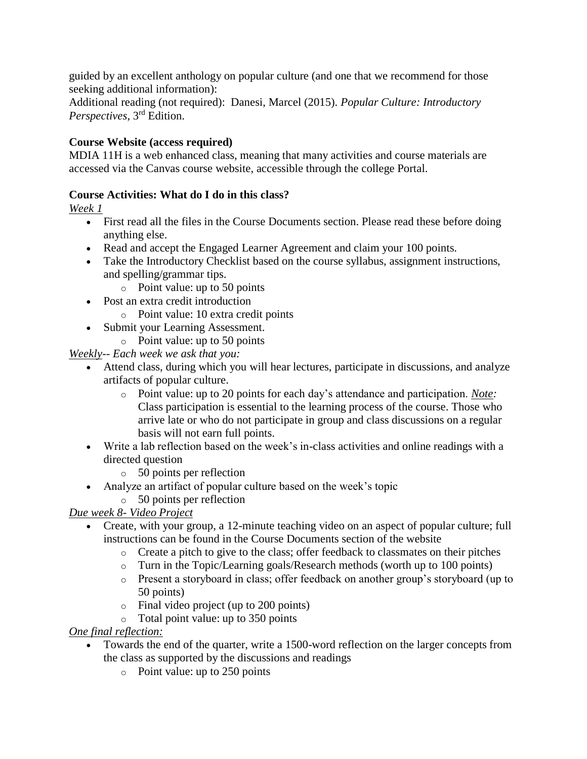guided by an excellent anthology on popular culture (and one that we recommend for those seeking additional information):
Additional reading (not required): Danesi, Marcel (2015). *Popular Culture: Introductory Perspectives*, 3rd Edition.

**Course Website (access required)**
MDIA 11H is a web enhanced class, meaning that many activities and course materials are accessed via the Canvas course website, accessible through the college Portal.

**Course Activities: What do I do in this class?**
*Week 1*

- First read all the files in the Course Documents section. Please read these before doing anything else.
- Read and accept the Engaged Learner Agreement and claim your 100 points.
- Take the Introductory Checklist based on the course syllabus, assignment instructions, and spelling/grammar tips.
    - Point value: up to 50 points
- Post an extra credit introduction
    - Point value: 10 extra credit points
- Submit your Learning Assessment.
    - Point value: up to 50 points

*Weekly-- Each week we ask that you:*

- Attend class, during which you will hear lectures, participate in discussions, and analyze artifacts of popular culture.
    - Point value: up to 20 points for each day's attendance and participation. *Note:* Class participation is essential to the learning process of the course. Those who arrive late or who do not participate in group and class discussions on a regular basis will not earn full points.
- Write a lab reflection based on the week's in-class activities and online readings with a directed question
    - 50 points per reflection
- Analyze an artifact of popular culture based on the week's topic
    - 50 points per reflection

*Due week 8- Video Project*

- Create, with your group, a 12-minute teaching video on an aspect of popular culture; full instructions can be found in the Course Documents section of the website
    - Create a pitch to give to the class; offer feedback to classmates on their pitches
    - Turn in the Topic/Learning goals/Research methods (worth up to 100 points)
    - Present a storyboard in class; offer feedback on another group's storyboard (up to 50 points)
    - Final video project (up to 200 points)
    - Total point value: up to 350 points

*One final reflection:*

- Towards the end of the quarter, write a 1500-word reflection on the larger concepts from the class as supported by the discussions and readings
    - Point value: up to 250 points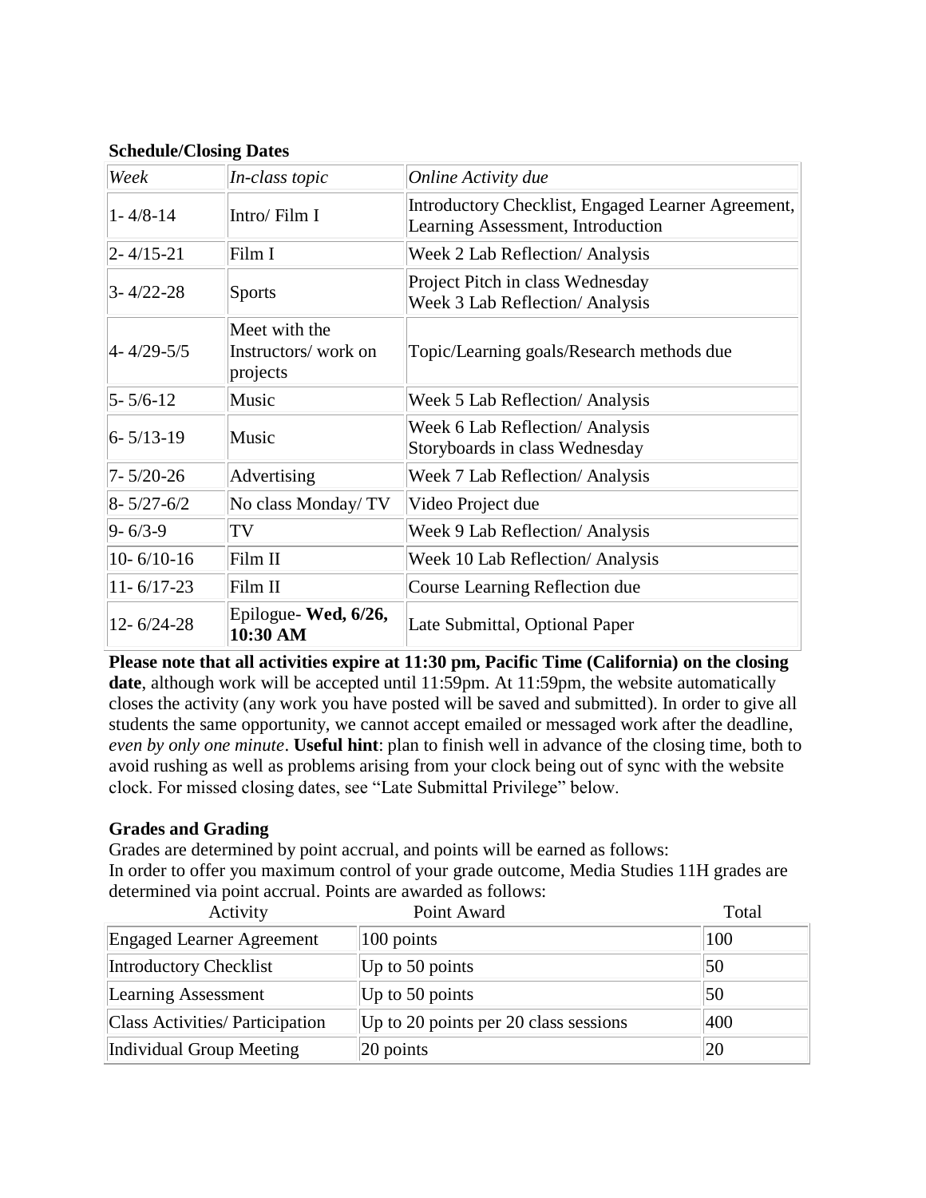**Schedule/Closing Dates**

| *Week* | *In-class topic* | *Online Activity due* |
|---|---|---|
| 1- 4/8-14 | Intro/ Film I | Introductory Checklist, Engaged Learner Agreement, Learning Assessment, Introduction |
| 2- 4/15-21 | Film I | Week 2 Lab Reflection/ Analysis |
| 3- 4/22-28 | Sports | Project Pitch in class Wednesday<br>Week 3 Lab Reflection/ Analysis |
| 4- 4/29-5/5 | Meet with the Instructors/ work on projects | Topic/Learning goals/Research methods due |
| 5- 5/6-12 | Music | Week 5 Lab Reflection/ Analysis |
| 6- 5/13-19 | Music | Week 6 Lab Reflection/ Analysis<br>Storyboards in class Wednesday |
| 7- 5/20-26 | Advertising | Week 7 Lab Reflection/ Analysis |
| 8- 5/27-6/2 | No class Monday/ TV | Video Project due |
| 9- 6/3-9 | TV | Week 9 Lab Reflection/ Analysis |
| 10- 6/10-16 | Film II | Week 10 Lab Reflection/ Analysis |
| 11- 6/17-23 | Film II | Course Learning Reflection due |
| 12- 6/24-28 | Epilogue- **Wed, 6/26, 10:30 AM** | Late Submittal, Optional Paper |

**Please note that all activities expire at 11:30 pm, Pacific Time (California) on the closing date**, although work will be accepted until 11:59pm. At 11:59pm, the website automatically closes the activity (any work you have posted will be saved and submitted). In order to give all students the same opportunity, we cannot accept emailed or messaged work after the deadline, *even by only one minute*. **Useful hint**: plan to finish well in advance of the closing time, both to avoid rushing as well as problems arising from your clock being out of sync with the website clock. For missed closing dates, see "Late Submittal Privilege" below.

**Grades and Grading**

Grades are determined by point accrual, and points will be earned as follows:
In order to offer you maximum control of your grade outcome, Media Studies 11H grades are determined via point accrual. Points are awarded as follows:

| Activity | Point Award | Total |
|---|---|---|
| Engaged Learner Agreement | 100 points | 100 |
| Introductory Checklist | Up to 50 points | 50 |
| Learning Assessment | Up to 50 points | 50 |
| Class Activities/ Participation | Up to 20 points per 20 class sessions | 400 |
| Individual Group Meeting | 20 points | 20 |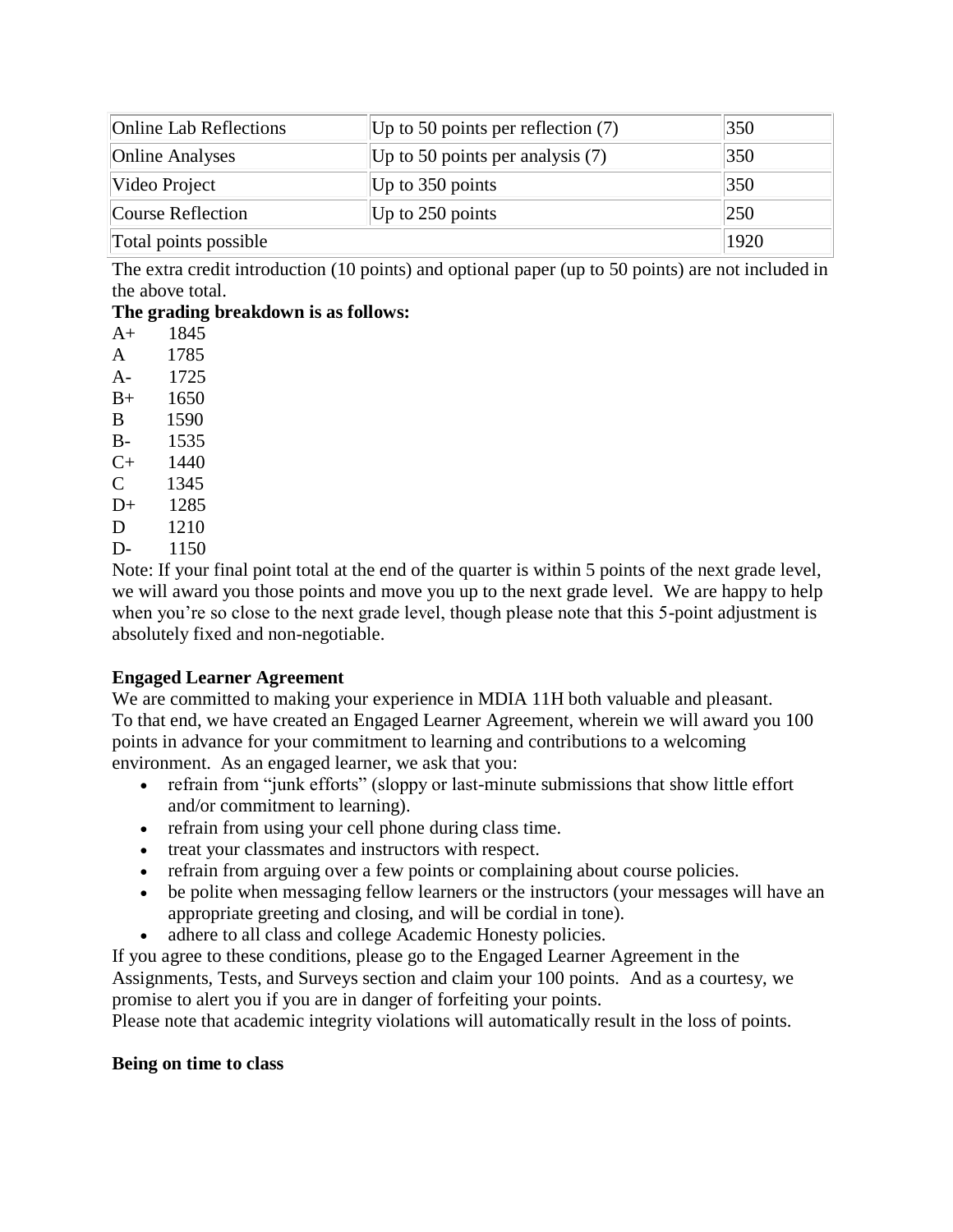| Online Lab Reflections | Up to 50 points per reflection (7) | 350 |
|---|---|---|
| Online Analyses | Up to 50 points per analysis (7) | 350 |
| Video Project | Up to 350 points | 350 |
| Course Reflection | Up to 250 points | 250 |
| Total points possible | | 1920 |

The extra credit introduction (10 points) and optional paper (up to 50 points) are not included in the above total.

**The grading breakdown is as follows:**

A+ 1845
A 1785
A- 1725
B+ 1650
B 1590
B- 1535
C+ 1440
C 1345
D+ 1285
D 1210
D- 1150

Note: If your final point total at the end of the quarter is within 5 points of the next grade level, we will award you those points and move you up to the next grade level. We are happy to help when you're so close to the next grade level, though please note that this 5-point adjustment is absolutely fixed and non-negotiable.

**Engaged Learner Agreement**

We are committed to making your experience in MDIA 11H both valuable and pleasant. To that end, we have created an Engaged Learner Agreement, wherein we will award you 100 points in advance for your commitment to learning and contributions to a welcoming environment. As an engaged learner, we ask that you:

- refrain from "junk efforts" (sloppy or last-minute submissions that show little effort and/or commitment to learning).
- refrain from using your cell phone during class time.
- treat your classmates and instructors with respect.
- refrain from arguing over a few points or complaining about course policies.
- be polite when messaging fellow learners or the instructors (your messages will have an appropriate greeting and closing, and will be cordial in tone).
- adhere to all class and college Academic Honesty policies.

If you agree to these conditions, please go to the Engaged Learner Agreement in the Assignments, Tests, and Surveys section and claim your 100 points. And as a courtesy, we promise to alert you if you are in danger of forfeiting your points.

Please note that academic integrity violations will automatically result in the loss of points.

**Being on time to class**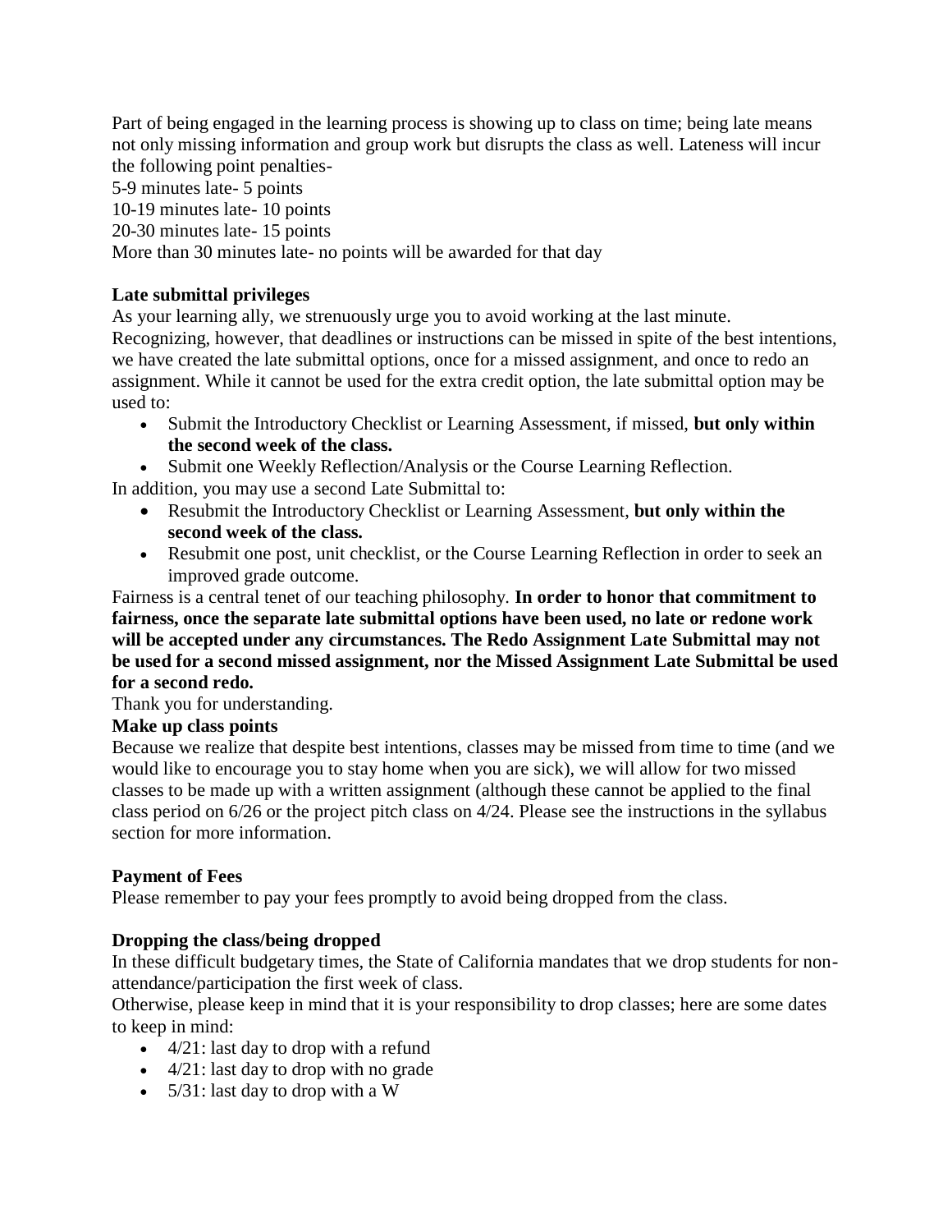Part of being engaged in the learning process is showing up to class on time; being late means not only missing information and group work but disrupts the class as well. Lateness will incur the following point penalties-

5-9 minutes late- 5 points

10-19 minutes late- 10 points

20-30 minutes late- 15 points

More than 30 minutes late- no points will be awarded for that day

**Late submittal privileges**

As your learning ally, we strenuously urge you to avoid working at the last minute. Recognizing, however, that deadlines or instructions can be missed in spite of the best intentions, we have created the late submittal options, once for a missed assignment, and once to redo an assignment. While it cannot be used for the extra credit option, the late submittal option may be used to:

- Submit the Introductory Checklist or Learning Assessment, if missed, **but only within the second week of the class.**
- Submit one Weekly Reflection/Analysis or the Course Learning Reflection.

In addition, you may use a second Late Submittal to:

- Resubmit the Introductory Checklist or Learning Assessment, **but only within the second week of the class.**
- Resubmit one post, unit checklist, or the Course Learning Reflection in order to seek an improved grade outcome.

Fairness is a central tenet of our teaching philosophy. **In order to honor that commitment to fairness, once the separate late submittal options have been used, no late or redone work will be accepted under any circumstances. The Redo Assignment Late Submittal may not be used for a second missed assignment, nor the Missed Assignment Late Submittal be used for a second redo.**

Thank you for understanding.

**Make up class points**

Because we realize that despite best intentions, classes may be missed from time to time (and we would like to encourage you to stay home when you are sick), we will allow for two missed classes to be made up with a written assignment (although these cannot be applied to the final class period on 6/26 or the project pitch class on 4/24. Please see the instructions in the syllabus section for more information.

**Payment of Fees**

Please remember to pay your fees promptly to avoid being dropped from the class.

**Dropping the class/being dropped**

In these difficult budgetary times, the State of California mandates that we drop students for non-attendance/participation the first week of class.

Otherwise, please keep in mind that it is your responsibility to drop classes; here are some dates to keep in mind:

- 4/21: last day to drop with a refund
- 4/21: last day to drop with no grade
- 5/31: last day to drop with a W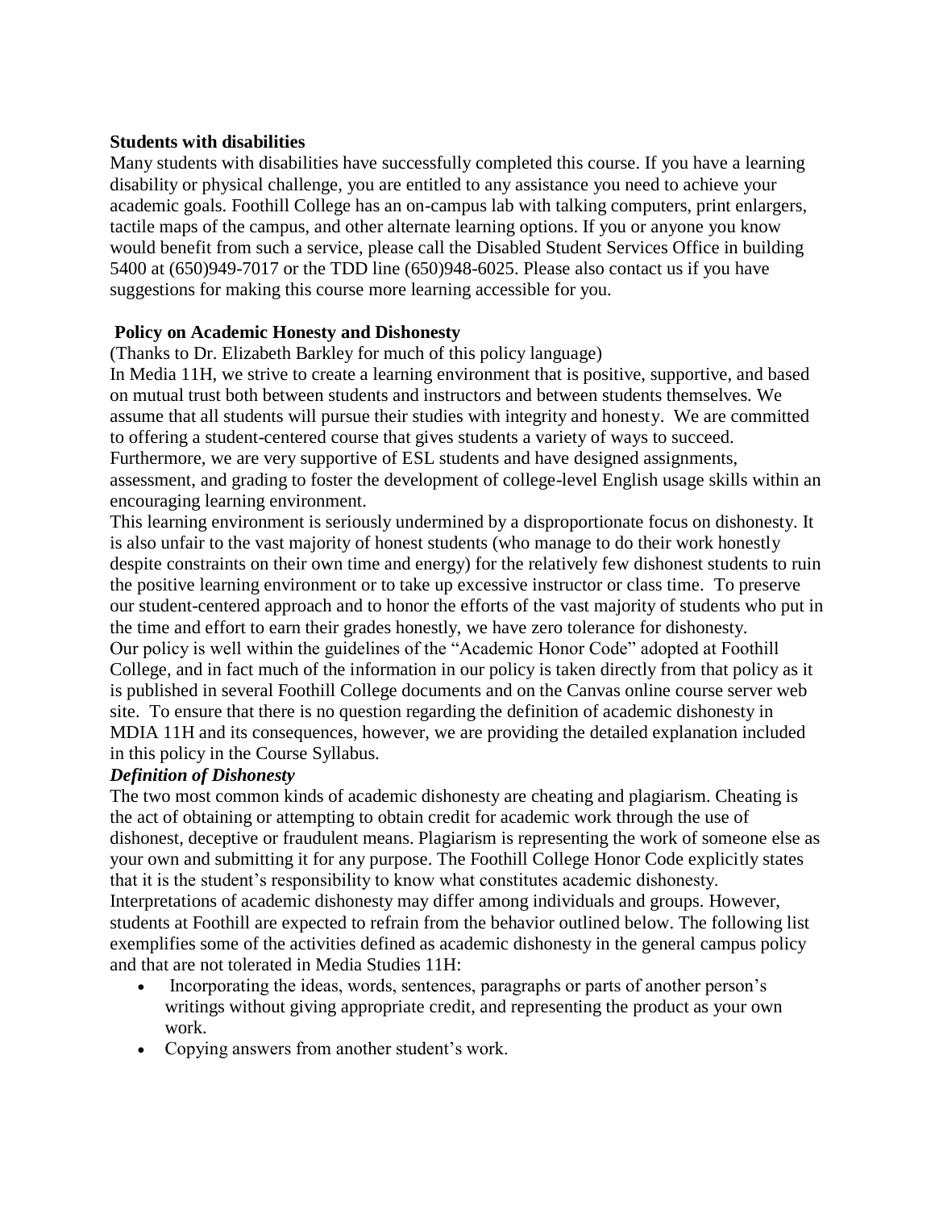**Students with disabilities**

Many students with disabilities have successfully completed this course. If you have a learning disability or physical challenge, you are entitled to any assistance you need to achieve your academic goals. Foothill College has an on-campus lab with talking computers, print enlargers, tactile maps of the campus, and other alternate learning options. If you or anyone you know would benefit from such a service, please call the Disabled Student Services Office in building 5400 at (650)949-7017 or the TDD line (650)948-6025. Please also contact us if you have suggestions for making this course more learning accessible for you.

**Policy on Academic Honesty and Dishonesty**

(Thanks to Dr. Elizabeth Barkley for much of this policy language)

In Media 11H, we strive to create a learning environment that is positive, supportive, and based on mutual trust both between students and instructors and between students themselves. We assume that all students will pursue their studies with integrity and honesty. We are committed to offering a student-centered course that gives students a variety of ways to succeed. Furthermore, we are very supportive of ESL students and have designed assignments, assessment, and grading to foster the development of college-level English usage skills within an encouraging learning environment.

This learning environment is seriously undermined by a disproportionate focus on dishonesty. It is also unfair to the vast majority of honest students (who manage to do their work honestly despite constraints on their own time and energy) for the relatively few dishonest students to ruin the positive learning environment or to take up excessive instructor or class time. To preserve our student-centered approach and to honor the efforts of the vast majority of students who put in the time and effort to earn their grades honestly, we have zero tolerance for dishonesty.

Our policy is well within the guidelines of the "Academic Honor Code" adopted at Foothill College, and in fact much of the information in our policy is taken directly from that policy as it is published in several Foothill College documents and on the Canvas online course server web site. To ensure that there is no question regarding the definition of academic dishonesty in MDIA 11H and its consequences, however, we are providing the detailed explanation included in this policy in the Course Syllabus.

***Definition of Dishonesty***

The two most common kinds of academic dishonesty are cheating and plagiarism. Cheating is the act of obtaining or attempting to obtain credit for academic work through the use of dishonest, deceptive or fraudulent means. Plagiarism is representing the work of someone else as your own and submitting it for any purpose. The Foothill College Honor Code explicitly states that it is the student's responsibility to know what constitutes academic dishonesty. Interpretations of academic dishonesty may differ among individuals and groups. However, students at Foothill are expected to refrain from the behavior outlined below. The following list exemplifies some of the activities defined as academic dishonesty in the general campus policy and that are not tolerated in Media Studies 11H:

- Incorporating the ideas, words, sentences, paragraphs or parts of another person's writings without giving appropriate credit, and representing the product as your own work.
- Copying answers from another student's work.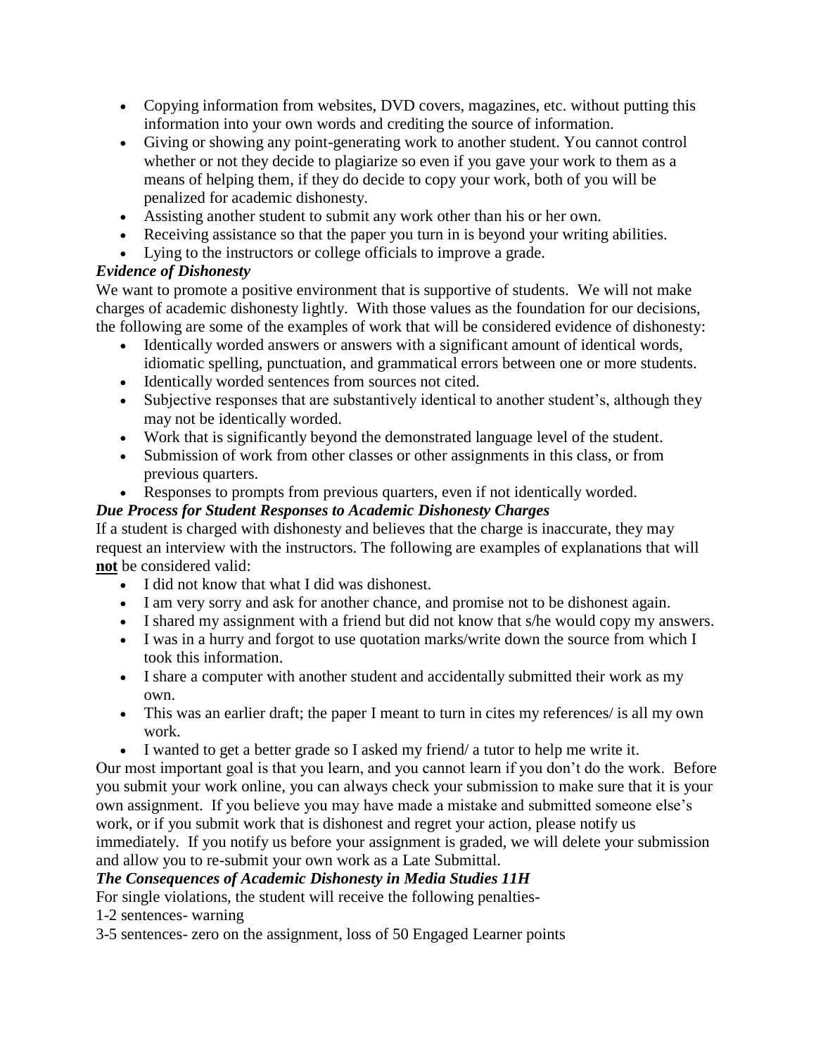- Copying information from websites, DVD covers, magazines, etc. without putting this information into your own words and crediting the source of information.
- Giving or showing any point-generating work to another student. You cannot control whether or not they decide to plagiarize so even if you gave your work to them as a means of helping them, if they do decide to copy your work, both of you will be penalized for academic dishonesty.
- Assisting another student to submit any work other than his or her own.
- Receiving assistance so that the paper you turn in is beyond your writing abilities.
- Lying to the instructors or college officials to improve a grade.

***Evidence of Dishonesty***

We want to promote a positive environment that is supportive of students. We will not make charges of academic dishonesty lightly. With those values as the foundation for our decisions, the following are some of the examples of work that will be considered evidence of dishonesty:

- Identically worded answers or answers with a significant amount of identical words, idiomatic spelling, punctuation, and grammatical errors between one or more students.
- Identically worded sentences from sources not cited.
- Subjective responses that are substantively identical to another student's, although they may not be identically worded.
- Work that is significantly beyond the demonstrated language level of the student.
- Submission of work from other classes or other assignments in this class, or from previous quarters.
- Responses to prompts from previous quarters, even if not identically worded.

***Due Process for Student Responses to Academic Dishonesty Charges***

If a student is charged with dishonesty and believes that the charge is inaccurate, they may request an interview with the instructors. The following are examples of explanations that will **not** be considered valid:

- I did not know that what I did was dishonest.
- I am very sorry and ask for another chance, and promise not to be dishonest again.
- I shared my assignment with a friend but did not know that s/he would copy my answers.
- I was in a hurry and forgot to use quotation marks/write down the source from which I took this information.
- I share a computer with another student and accidentally submitted their work as my own.
- This was an earlier draft; the paper I meant to turn in cites my references/ is all my own work.
- I wanted to get a better grade so I asked my friend/ a tutor to help me write it.

Our most important goal is that you learn, and you cannot learn if you don't do the work. Before you submit your work online, you can always check your submission to make sure that it is your own assignment. If you believe you may have made a mistake and submitted someone else's work, or if you submit work that is dishonest and regret your action, please notify us immediately. If you notify us before your assignment is graded, we will delete your submission and allow you to re-submit your own work as a Late Submittal.

***The Consequences of Academic Dishonesty in Media Studies 11H***

For single violations, the student will receive the following penalties-

1-2 sentences- warning

3-5 sentences- zero on the assignment, loss of 50 Engaged Learner points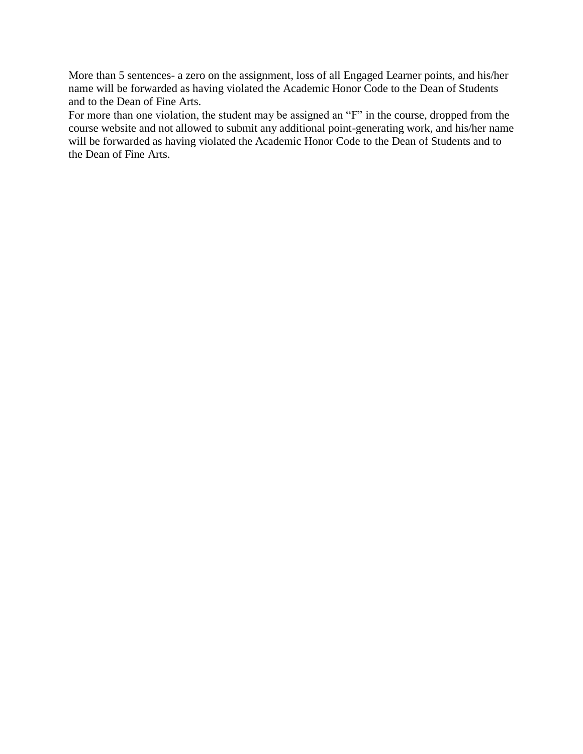More than 5 sentences- a zero on the assignment, loss of all Engaged Learner points, and his/her name will be forwarded as having violated the Academic Honor Code to the Dean of Students and to the Dean of Fine Arts.

For more than one violation, the student may be assigned an "F" in the course, dropped from the course website and not allowed to submit any additional point-generating work, and his/her name will be forwarded as having violated the Academic Honor Code to the Dean of Students and to the Dean of Fine Arts.